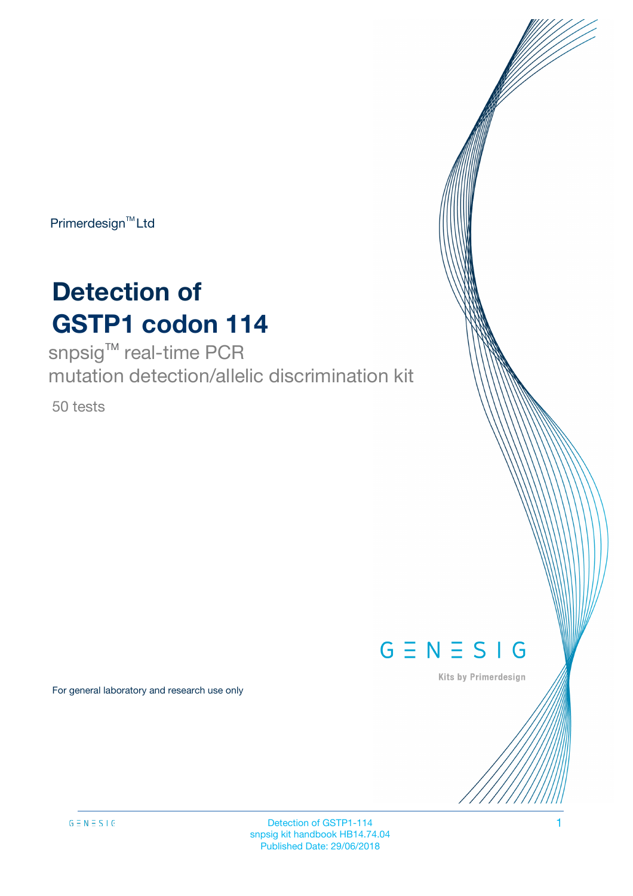Primerdesign™ Ltd

# Detection of GSTP1 codon 114

snpsig™ real-time PCR
mutation detection/allelic discrimination kit

50 tests

GENESIG

Kits by Primerdesign

For general laboratory and research use only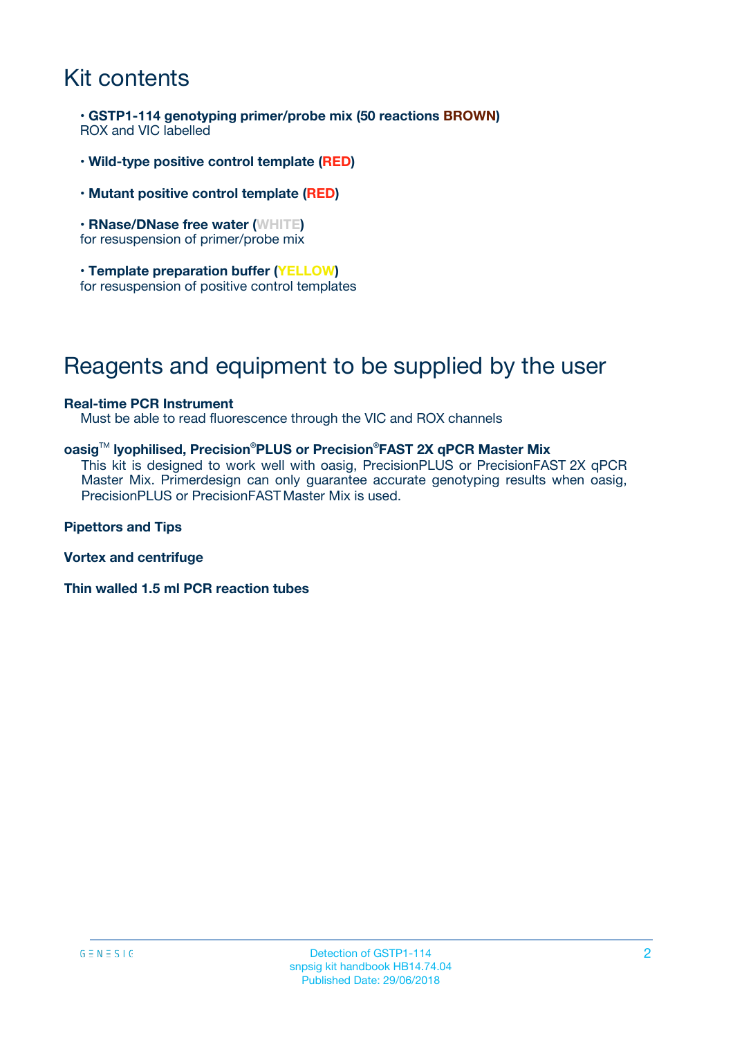# Kit contents

- **GSTP1-114 genotyping primer/probe mix (50 reactions BROWN)**
  ROX and VIC labelled

- **Wild-type positive control template (RED)**

- **Mutant positive control template (RED)**

- **RNase/DNase free water (WHITE)**
  for resuspension of primer/probe mix

- **Template preparation buffer (YELLOW)**
  for resuspension of positive control templates

# Reagents and equipment to be supplied by the user

**Real-time PCR Instrument**

Must be able to read fluorescence through the VIC and ROX channels

**oasig™ lyophilised, Precision®PLUS or Precision®FAST 2X qPCR Master Mix**

This kit is designed to work well with oasig, PrecisionPLUS or PrecisionFAST 2X qPCR Master Mix. Primerdesign can only guarantee accurate genotyping results when oasig, PrecisionPLUS or PrecisionFAST Master Mix is used.

**Pipettors and Tips**

**Vortex and centrifuge**

**Thin walled 1.5 ml PCR reaction tubes**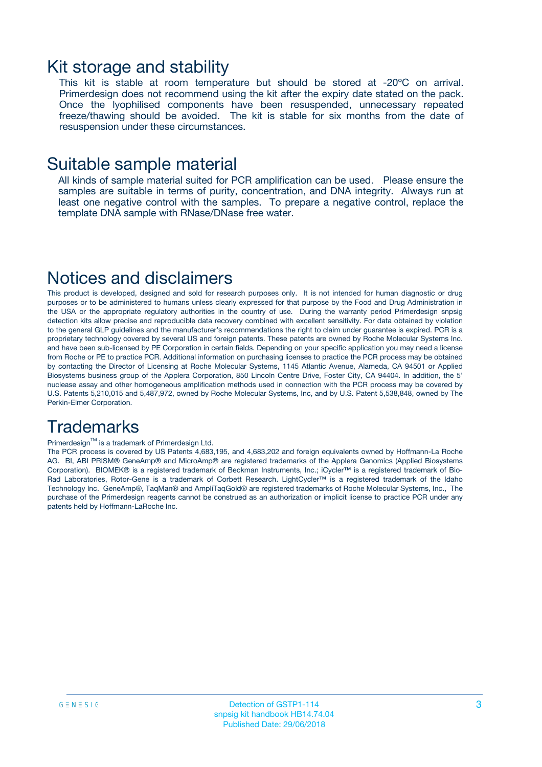# Kit storage and stability

This kit is stable at room temperature but should be stored at -20ºC on arrival. Primerdesign does not recommend using the kit after the expiry date stated on the pack. Once the lyophilised components have been resuspended, unnecessary repeated freeze/thawing should be avoided. The kit is stable for six months from the date of resuspension under these circumstances.

# Suitable sample material

All kinds of sample material suited for PCR amplification can be used. Please ensure the samples are suitable in terms of purity, concentration, and DNA integrity. Always run at least one negative control with the samples. To prepare a negative control, replace the template DNA sample with RNase/DNase free water.

# Notices and disclaimers

This product is developed, designed and sold for research purposes only. It is not intended for human diagnostic or drug purposes or to be administered to humans unless clearly expressed for that purpose by the Food and Drug Administration in the USA or the appropriate regulatory authorities in the country of use. During the warranty period Primerdesign snpsig detection kits allow precise and reproducible data recovery combined with excellent sensitivity. For data obtained by violation to the general GLP guidelines and the manufacturer's recommendations the right to claim under guarantee is expired. PCR is a proprietary technology covered by several US and foreign patents. These patents are owned by Roche Molecular Systems Inc. and have been sub-licensed by PE Corporation in certain fields. Depending on your specific application you may need a license from Roche or PE to practice PCR. Additional information on purchasing licenses to practice the PCR process may be obtained by contacting the Director of Licensing at Roche Molecular Systems, 1145 Atlantic Avenue, Alameda, CA 94501 or Applied Biosystems business group of the Applera Corporation, 850 Lincoln Centre Drive, Foster City, CA 94404. In addition, the 5' nuclease assay and other homogeneous amplification methods used in connection with the PCR process may be covered by U.S. Patents 5,210,015 and 5,487,972, owned by Roche Molecular Systems, Inc, and by U.S. Patent 5,538,848, owned by The Perkin-Elmer Corporation.

# Trademarks

Primerdesign™ is a trademark of Primerdesign Ltd.

The PCR process is covered by US Patents 4,683,195, and 4,683,202 and foreign equivalents owned by Hoffmann-La Roche AG. BI, ABI PRISM® GeneAmp® and MicroAmp® are registered trademarks of the Applera Genomics (Applied Biosystems Corporation). BIOMEK® is a registered trademark of Beckman Instruments, Inc.; iCycler™ is a registered trademark of Bio-Rad Laboratories, Rotor-Gene is a trademark of Corbett Research. LightCycler™ is a registered trademark of the Idaho Technology Inc. GeneAmp®, TaqMan® and AmpliTaqGold® are registered trademarks of Roche Molecular Systems, Inc., The purchase of the Primerdesign reagents cannot be construed as an authorization or implicit license to practice PCR under any patents held by Hoffmann-LaRoche Inc.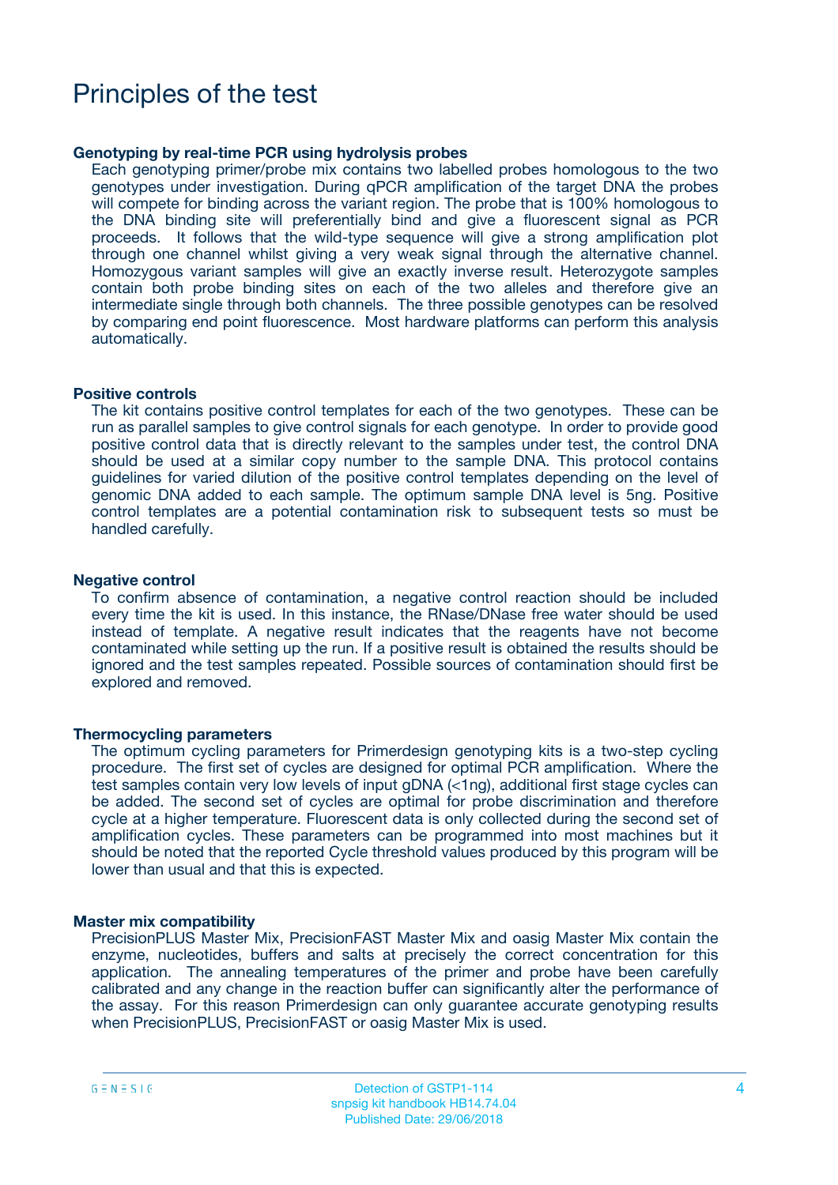# Principles of the test

### Genotyping by real-time PCR using hydrolysis probes

Each genotyping primer/probe mix contains two labelled probes homologous to the two genotypes under investigation. During qPCR amplification of the target DNA the probes will compete for binding across the variant region. The probe that is 100% homologous to the DNA binding site will preferentially bind and give a fluorescent signal as PCR proceeds. It follows that the wild-type sequence will give a strong amplification plot through one channel whilst giving a very weak signal through the alternative channel. Homozygous variant samples will give an exactly inverse result. Heterozygote samples contain both probe binding sites on each of the two alleles and therefore give an intermediate single through both channels. The three possible genotypes can be resolved by comparing end point fluorescence. Most hardware platforms can perform this analysis automatically.

### Positive controls

The kit contains positive control templates for each of the two genotypes. These can be run as parallel samples to give control signals for each genotype. In order to provide good positive control data that is directly relevant to the samples under test, the control DNA should be used at a similar copy number to the sample DNA. This protocol contains guidelines for varied dilution of the positive control templates depending on the level of genomic DNA added to each sample. The optimum sample DNA level is 5ng. Positive control templates are a potential contamination risk to subsequent tests so must be handled carefully.

### Negative control

To confirm absence of contamination, a negative control reaction should be included every time the kit is used. In this instance, the RNase/DNase free water should be used instead of template. A negative result indicates that the reagents have not become contaminated while setting up the run. If a positive result is obtained the results should be ignored and the test samples repeated. Possible sources of contamination should first be explored and removed.

### Thermocycling parameters

The optimum cycling parameters for Primerdesign genotyping kits is a two-step cycling procedure. The first set of cycles are designed for optimal PCR amplification. Where the test samples contain very low levels of input gDNA (<1ng), additional first stage cycles can be added. The second set of cycles are optimal for probe discrimination and therefore cycle at a higher temperature. Fluorescent data is only collected during the second set of amplification cycles. These parameters can be programmed into most machines but it should be noted that the reported Cycle threshold values produced by this program will be lower than usual and that this is expected.

### Master mix compatibility

PrecisionPLUS Master Mix, PrecisionFAST Master Mix and oasig Master Mix contain the enzyme, nucleotides, buffers and salts at precisely the correct concentration for this application. The annealing temperatures of the primer and probe have been carefully calibrated and any change in the reaction buffer can significantly alter the performance of the assay. For this reason Primerdesign can only guarantee accurate genotyping results when PrecisionPLUS, PrecisionFAST or oasig Master Mix is used.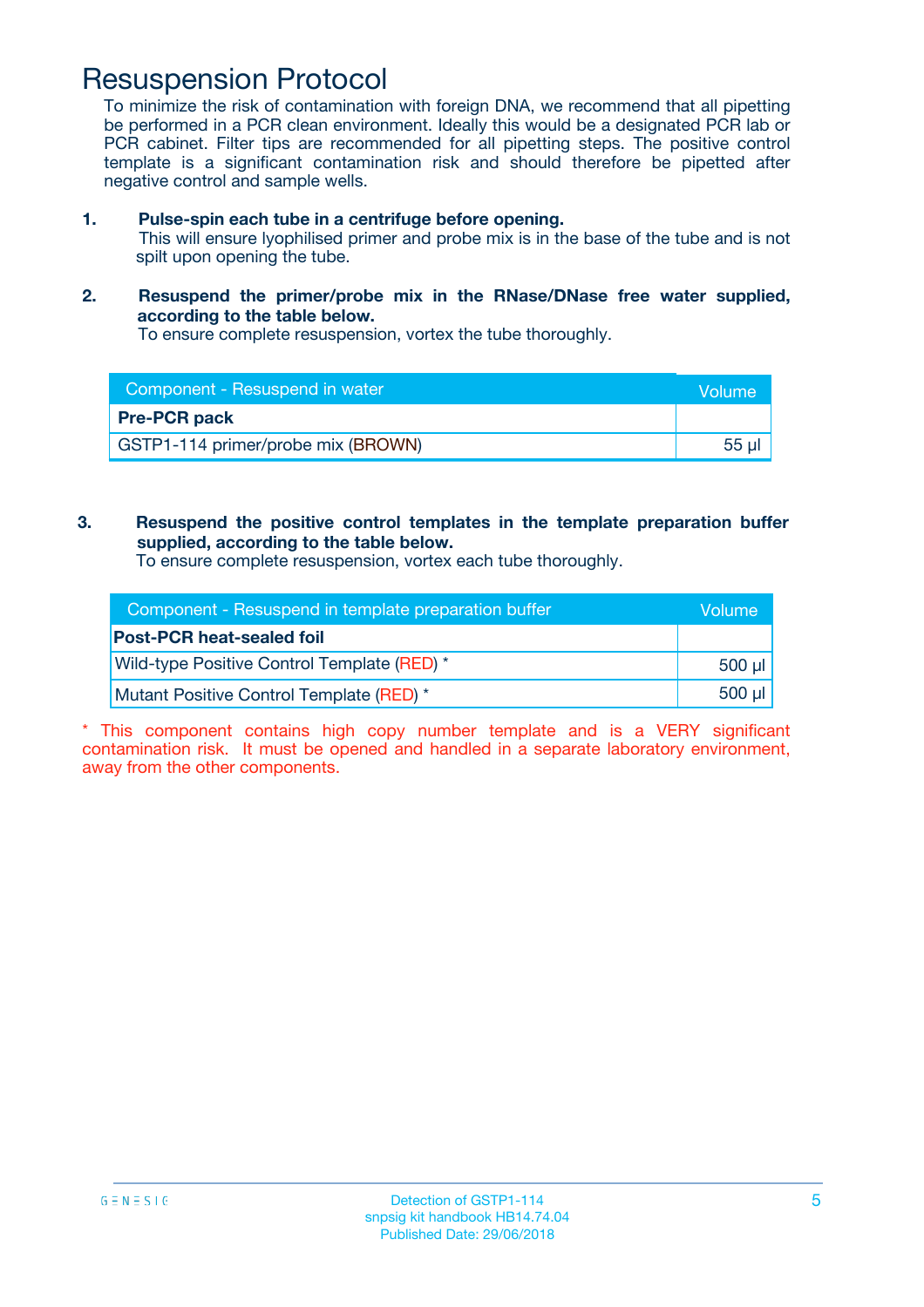# Resuspension Protocol

To minimize the risk of contamination with foreign DNA, we recommend that all pipetting be performed in a PCR clean environment. Ideally this would be a designated PCR lab or PCR cabinet. Filter tips are recommended for all pipetting steps. The positive control template is a significant contamination risk and should therefore be pipetted after negative control and sample wells.

1. **Pulse-spin each tube in a centrifuge before opening.**
   This will ensure lyophilised primer and probe mix is in the base of the tube and is not spilt upon opening the tube.

2. **Resuspend the primer/probe mix in the RNase/DNase free water supplied, according to the table below.**
   To ensure complete resuspension, vortex the tube thoroughly.

| Component - Resuspend in water | Volume |
|---|---|
| **Pre-PCR pack** | |
| GSTP1-114 primer/probe mix (BROWN) | 55 µl |

3. **Resuspend the positive control templates in the template preparation buffer supplied, according to the table below.**
   To ensure complete resuspension, vortex each tube thoroughly.

| Component - Resuspend in template preparation buffer | Volume |
|---|---|
| **Post-PCR heat-sealed foil** | |
| Wild-type Positive Control Template (RED) * | 500 µl |
| Mutant Positive Control Template (RED) * | 500 µl |

* This component contains high copy number template and is a VERY significant contamination risk. It must be opened and handled in a separate laboratory environment, away from the other components.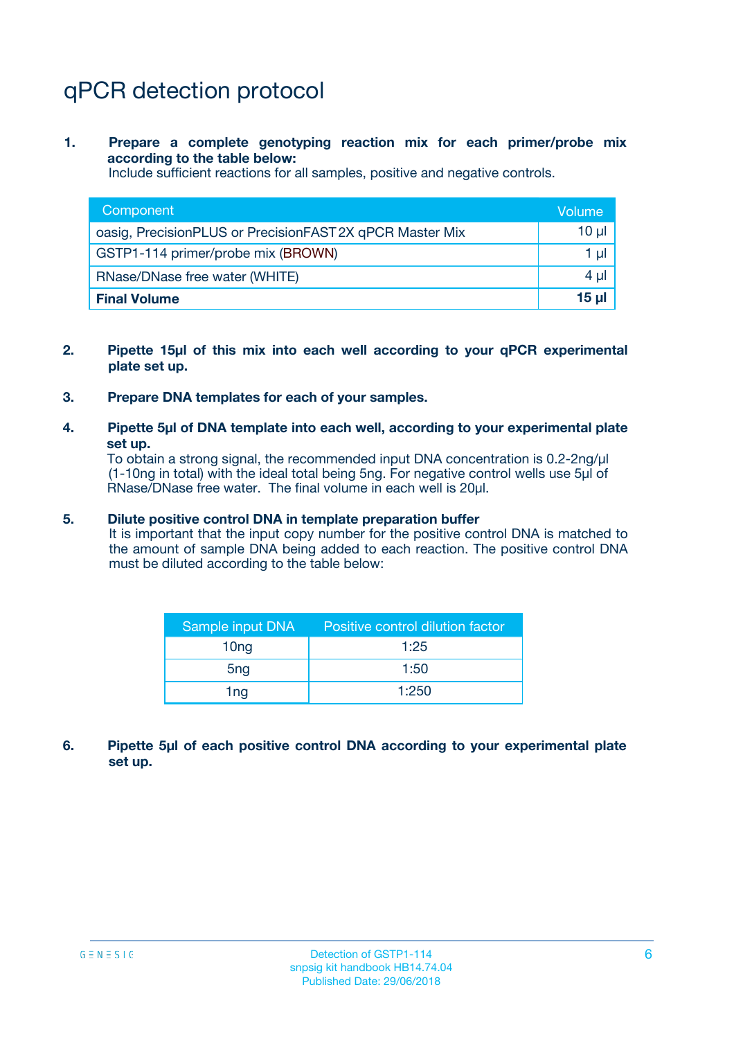# qPCR detection protocol

1. **Prepare a complete genotyping reaction mix for each primer/probe mix according to the table below:**
   Include sufficient reactions for all samples, positive and negative controls.

| Component | Volume |
|---|---|
| oasig, PrecisionPLUS or PrecisionFAST 2X qPCR Master Mix | 10 µl |
| GSTP1-114 primer/probe mix (BROWN) | 1 µl |
| RNase/DNase free water (WHITE) | 4 µl |
| **Final Volume** | **15 µl** |

2. **Pipette 15µl of this mix into each well according to your qPCR experimental plate set up.**

3. **Prepare DNA templates for each of your samples.**

4. **Pipette 5µl of DNA template into each well, according to your experimental plate set up.**
   To obtain a strong signal, the recommended input DNA concentration is 0.2-2ng/µl (1-10ng in total) with the ideal total being 5ng. For negative control wells use 5µl of RNase/DNase free water. The final volume in each well is 20µl.

5. **Dilute positive control DNA in template preparation buffer**
   It is important that the input copy number for the positive control DNA is matched to the amount of sample DNA being added to each reaction. The positive control DNA must be diluted according to the table below:

| Sample input DNA | Positive control dilution factor |
|---|---|
| 10ng | 1:25 |
| 5ng | 1:50 |
| 1ng | 1:250 |

6. **Pipette 5µl of each positive control DNA according to your experimental plate set up.**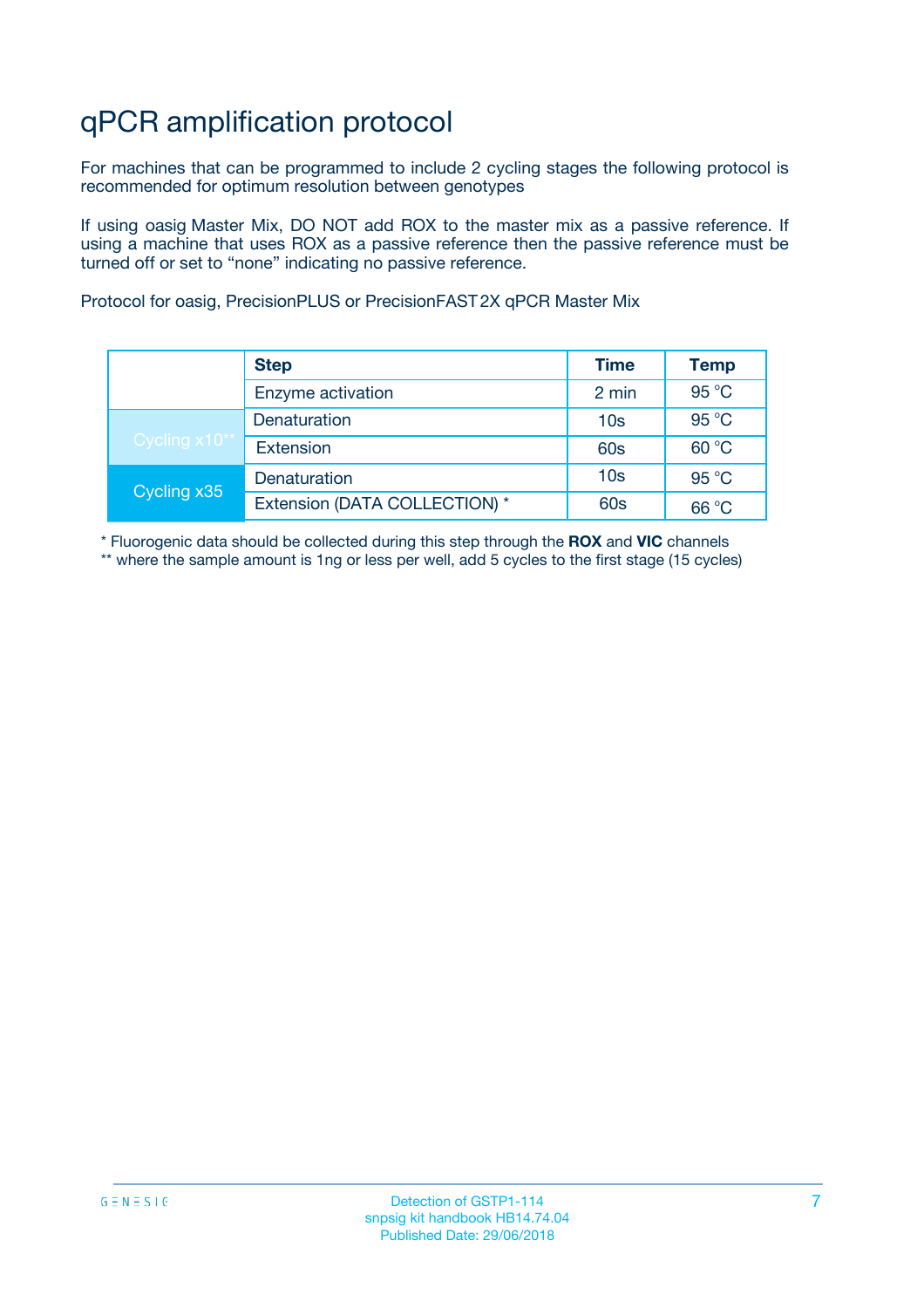# qPCR amplification protocol

For machines that can be programmed to include 2 cycling stages the following protocol is recommended for optimum resolution between genotypes

If using oasig Master Mix, DO NOT add ROX to the master mix as a passive reference. If using a machine that uses ROX as a passive reference then the passive reference must be turned off or set to "none" indicating no passive reference.

Protocol for oasig, PrecisionPLUS or PrecisionFAST 2X qPCR Master Mix

| | Step | Time | Temp |
|---|---|---|---|
| | Enzyme activation | 2 min | 95 °C |
| Cycling x10** | Denaturation | 10s | 95 °C |
| | Extension | 60s | 60 °C |
| Cycling x35 | Denaturation | 10s | 95 °C |
| | Extension (DATA COLLECTION) * | 60s | 66 °C |

* Fluorogenic data should be collected during this step through the **ROX** and **VIC** channels

** where the sample amount is 1ng or less per well, add 5 cycles to the first stage (15 cycles)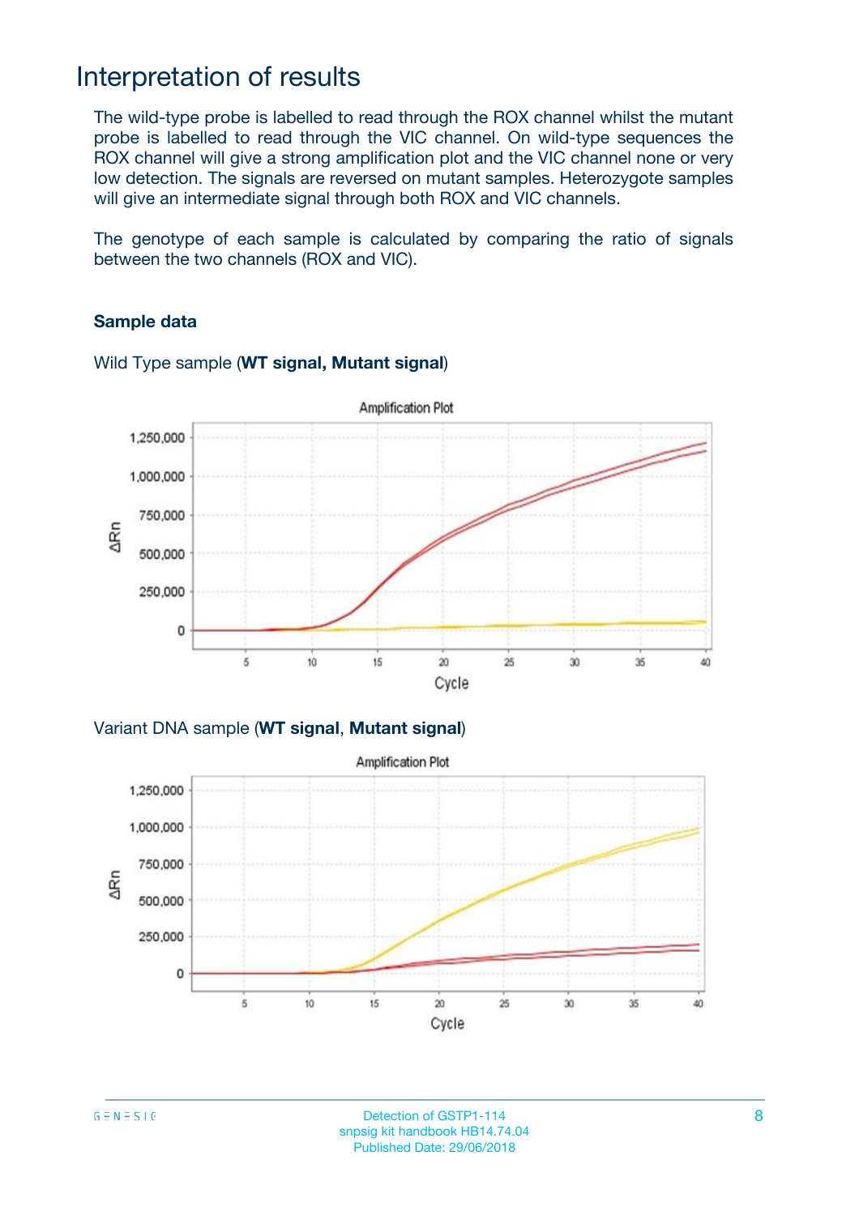# Interpretation of results

The wild-type probe is labelled to read through the ROX channel whilst the mutant probe is labelled to read through the VIC channel. On wild-type sequences the ROX channel will give a strong amplification plot and the VIC channel none or very low detection. The signals are reversed on mutant samples. Heterozygote samples will give an intermediate signal through both ROX and VIC channels.

The genotype of each sample is calculated by comparing the ratio of signals between the two channels (ROX and VIC).

**Sample data**

Wild Type sample (**WT signal, Mutant signal**)

Variant DNA sample (**WT signal**, **Mutant signal**)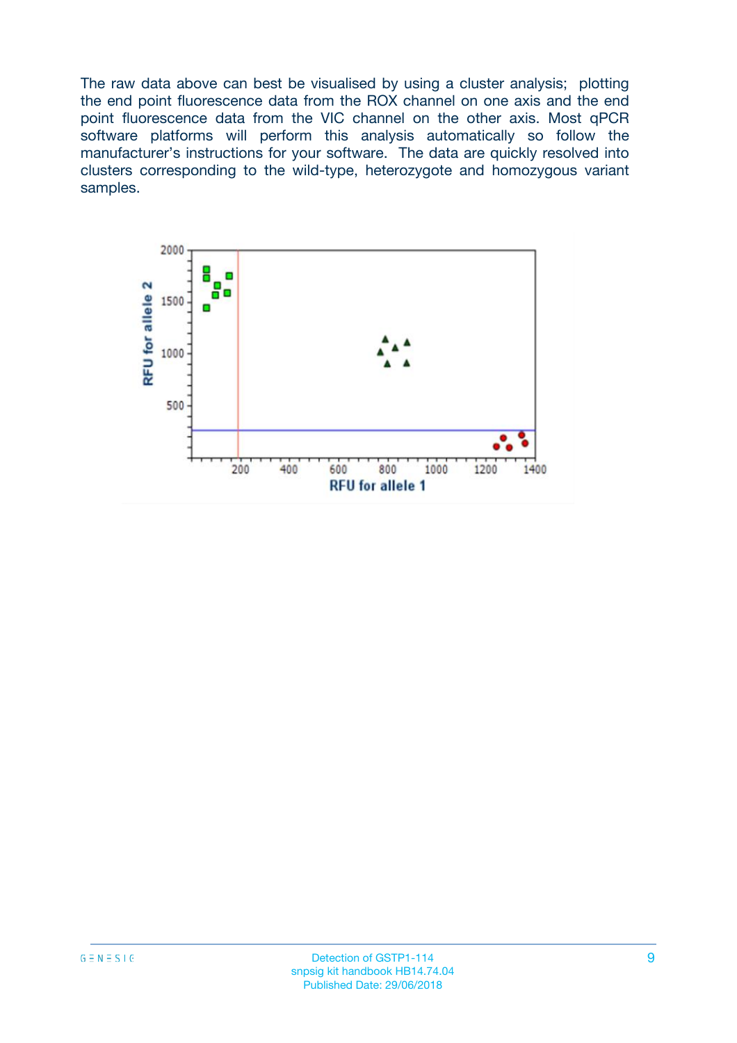The raw data above can best be visualised by using a cluster analysis; plotting the end point fluorescence data from the ROX channel on one axis and the end point fluorescence data from the VIC channel on the other axis. Most qPCR software platforms will perform this analysis automatically so follow the manufacturer's instructions for your software. The data are quickly resolved into clusters corresponding to the wild-type, heterozygote and homozygous variant samples.

RFU for allele 2

2000
1500
1000
500

200 400 600 800 1000 1200 1400

RFU for allele 1